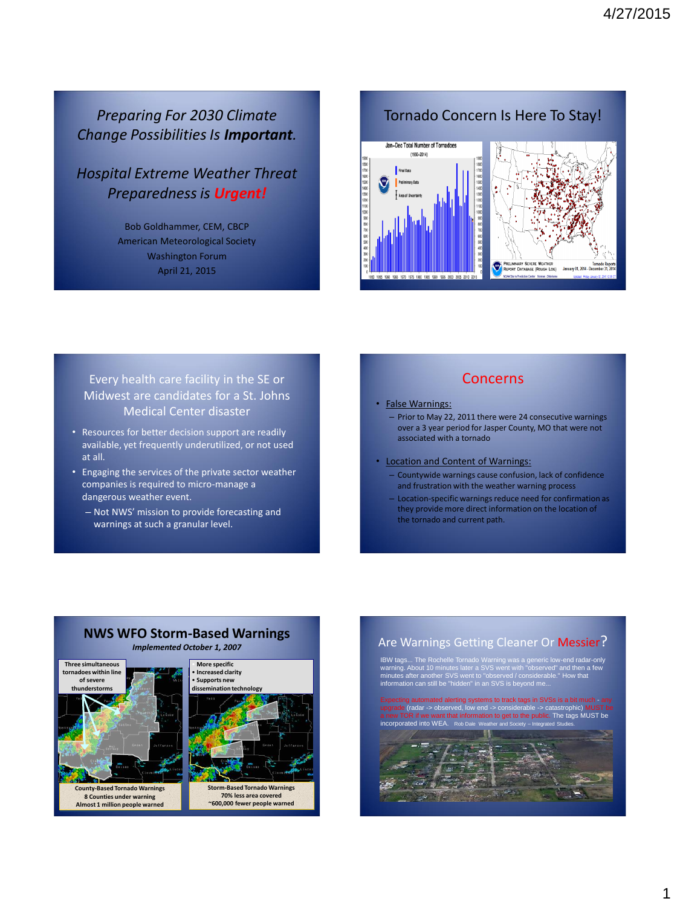## Preparing For 2030 Climate Change Possibilities Is ***Important***.

## Hospital Extreme Weather Threat Preparedness is ***Urgent!***

Bob Goldhammer, CEM, CBCP
American Meteorological Society
Washington Forum
April 21, 2015

---

## Tornado Concern Is Here To Stay!

---

## Every health care facility in the SE or Midwest are candidates for a St. Johns Medical Center disaster

- Resources for better decision support are readily available, yet frequently underutilized, or not used at all.
- Engaging the services of the private sector weather companies is required to micro-manage a dangerous weather event.
  - Not NWS' mission to provide forecasting and warnings at such a granular level.

---

## Concerns

- False Warnings:
  - Prior to May 22, 2011 there were 24 consecutive warnings over a 3 year period for Jasper County, MO that were not associated with a tornado
- Location and Content of Warnings:
  - Countywide warnings cause confusion, lack of confidence and frustration with the weather warning process
  - Location-specific warnings reduce need for confirmation as they provide more direct information on the location of the tornado and current path.

---

## NWS WFO Storm-Based Warnings

***Implemented October 1, 2007***

Three simultaneous tornadoes within line of severe thunderstorms

County-Based Tornado Warnings
8 Counties under warning
Almost 1 million people warned

- More specific
- Increased clarity
- Supports new dissemination technology

Storm-Based Tornado Warnings
70% less area covered
~600,000 fewer people warned

---

## Are Warnings Getting Cleaner Or Messier?

IBW tags... The Rochelle Tornado Warning was a generic low-end radar-only warning. About 10 minutes later a SVS went with "observed" and then a few minutes after another SVS went to "observed / considerable." How that information can still be "hidden" in an SVS is beyond me...

Expecting automated alerting systems to track tags in SVSs is a bit much - any upgrade (radar -> observed, low end -> considerable -> catastrophic) MUST be a new TOR if we want that information to get to the public. The tags MUST be incorporated into WEA. Rob Dale Weather and Society – Integrated Studies.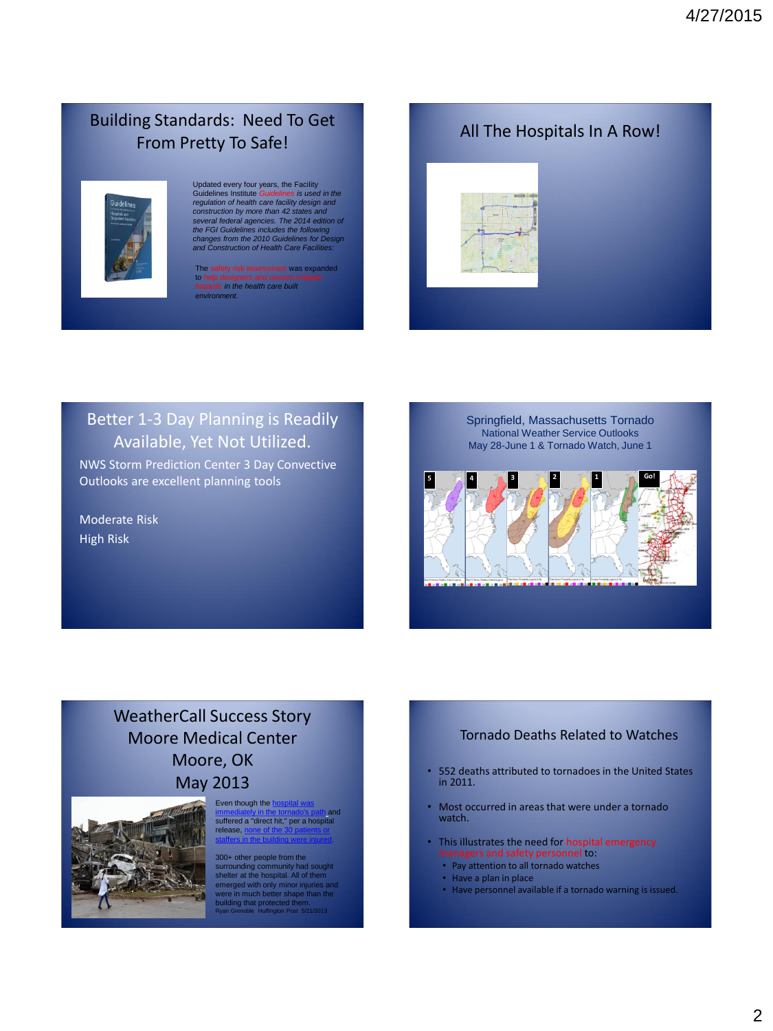## Building Standards: Need To Get From Pretty To Safe!

Updated every four years, the Facility Guidelines Institute Guidelines *is used in the regulation of health care facility design and construction by more than 42 states and several federal agencies. The 2014 edition of the FGI Guidelines includes the following changes from the 2010 Guidelines for Design and Construction of Health Care Facilities:*

The safety risk assessment was expanded to help designers and owners mitigate hazards *in the health care built environment.*

## All The Hospitals In A Row!

## Better 1-3 Day Planning is Readily Available, Yet Not Utilized.

NWS Storm Prediction Center 3 Day Convective Outlooks are excellent planning tools

Moderate Risk

High Risk

## Springfield, Massachusetts Tornado

National Weather Service Outlooks

May 28-June 1 & Tornado Watch, June 1

5 4 3 2 1 Go!

## WeatherCall Success Story Moore Medical Center Moore, OK May 2013

Even though the hospital was immediately in the tornado's path and suffered a "direct hit," per a hospital release, none of the 30 patients or staffers in the building were injured.

300+ other people from the surrounding community had sought shelter at the hospital. All of them emerged with only minor injuries and were in much better shape than the building that protected them.

Ryan Grenoble Huffington Post 5/21/2013

## Tornado Deaths Related to Watches

- 552 deaths attributed to tornadoes in the United States in 2011.
- Most occurred in areas that were under a tornado watch.
- This illustrates the need for hospital emergency managers and safety personnel to:
  - Pay attention to all tornado watches
  - Have a plan in place
  - Have personnel available if a tornado warning is issued.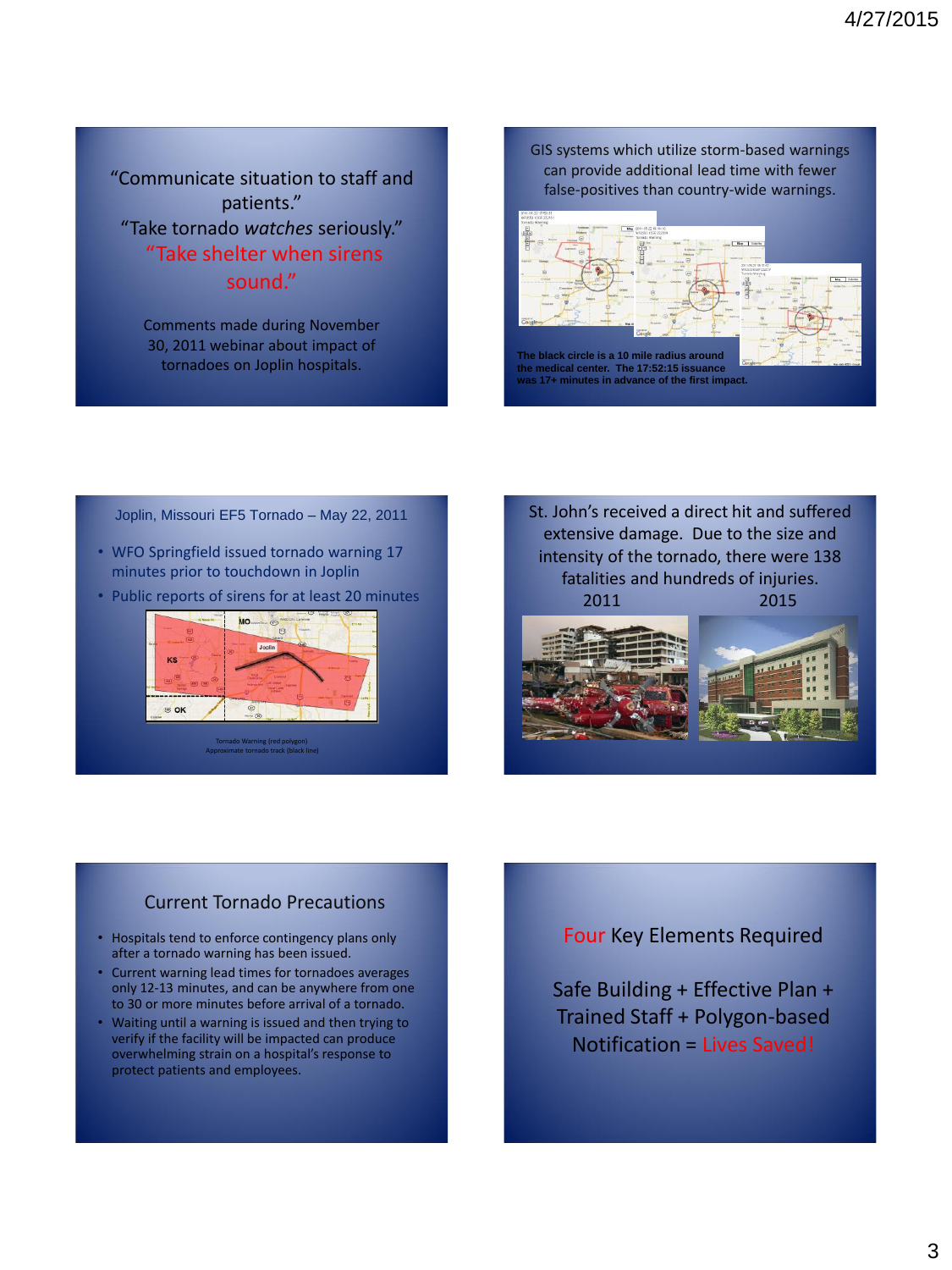"Communicate situation to staff and patients."
"Take tornado *watches* seriously."
"Take shelter when sirens sound."

Comments made during November 30, 2011 webinar about impact of tornadoes on Joplin hospitals.

GIS systems which utilize storm-based warnings can provide additional lead time with fewer false-positives than country-wide warnings.

The black circle is a 10 mile radius around the medical center. The 17:52:15 issuance was 17+ minutes in advance of the first impact.

Joplin, Missouri EF5 Tornado – May 22, 2011

- WFO Springfield issued tornado warning 17 minutes prior to touchdown in Joplin
- Public reports of sirens for at least 20 minutes

Tornado Warning (red polygon)
Approximate tornado track (black line)

St. John's received a direct hit and suffered extensive damage. Due to the size and intensity of the tornado, there were 138 fatalities and hundreds of injuries.

2011 2015

## Current Tornado Precautions

- Hospitals tend to enforce contingency plans only after a tornado warning has been issued.
- Current warning lead times for tornadoes averages only 12-13 minutes, and can be anywhere from one to 30 or more minutes before arrival of a tornado.
- Waiting until a warning is issued and then trying to verify if the facility will be impacted can produce overwhelming strain on a hospital's response to protect patients and employees.

## Four Key Elements Required

Safe Building + Effective Plan + Trained Staff + Polygon-based Notification = Lives Saved!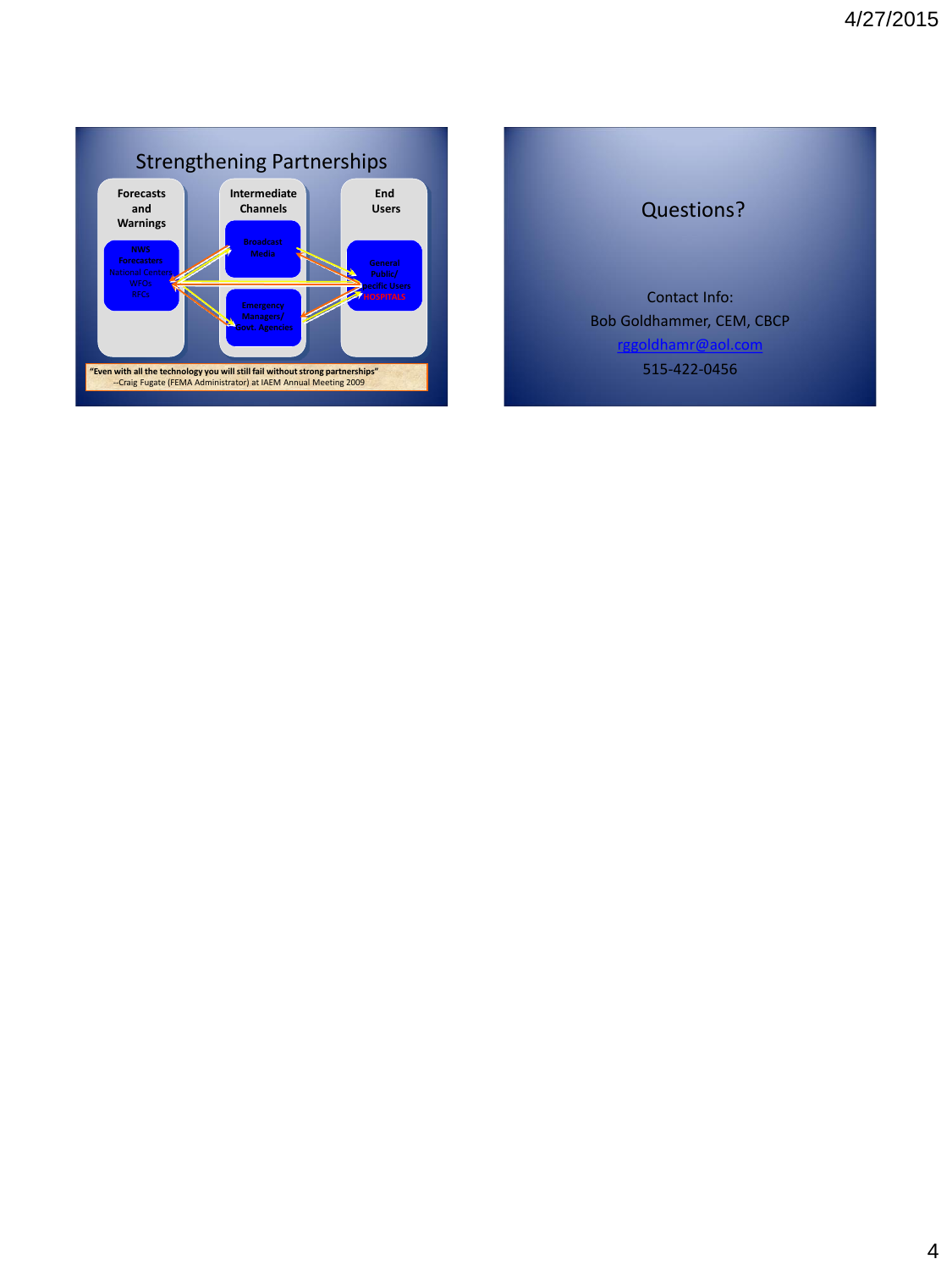## Strengthening Partnerships

Forecasts and Warnings

NWS Forecasters National Centers WFOs RFCs

Intermediate Channels

Broadcast Media

Emergency Managers/ Govt. Agencies

End Users

General Public/ Specific Users HOSPITALS

**"Even with all the technology you will still fail without strong partnerships"**
--Craig Fugate (FEMA Administrator) at IAEM Annual Meeting 2009

## Questions?

Contact Info:
Bob Goldhammer, CEM, CBCP
rggoldhamr@aol.com
515-422-0456